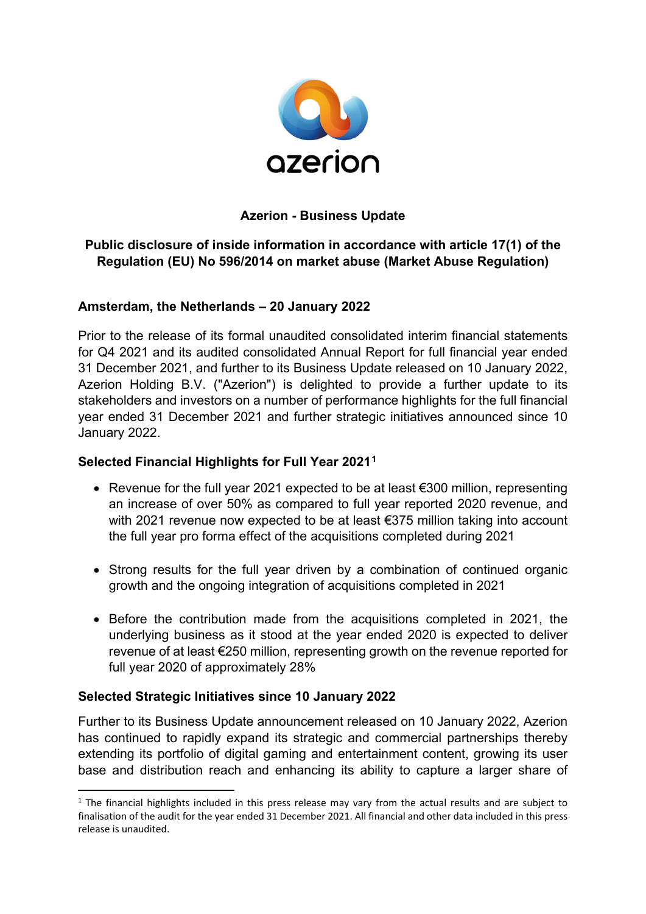azerion

**Azerion - Business Update**

**Public disclosure of inside information in accordance with article 17(1) of the Regulation (EU) No 596/2014 on market abuse (Market Abuse Regulation)**

**Amsterdam, the Netherlands – 20 January 2022**

Prior to the release of its formal unaudited consolidated interim financial statements for Q4 2021 and its audited consolidated Annual Report for full financial year ended 31 December 2021, and further to its Business Update released on 10 January 2022, Azerion Holding B.V. ("Azerion") is delighted to provide a further update to its stakeholders and investors on a number of performance highlights for the full financial year ended 31 December 2021 and further strategic initiatives announced since 10 January 2022.

**Selected Financial Highlights for Full Year 2021**[1]

- Revenue for the full year 2021 expected to be at least €300 million, representing an increase of over 50% as compared to full year reported 2020 revenue, and with 2021 revenue now expected to be at least €375 million taking into account the full year pro forma effect of the acquisitions completed during 2021
- Strong results for the full year driven by a combination of continued organic growth and the ongoing integration of acquisitions completed in 2021
- Before the contribution made from the acquisitions completed in 2021, the underlying business as it stood at the year ended 2020 is expected to deliver revenue of at least €250 million, representing growth on the revenue reported for full year 2020 of approximately 28%

**Selected Strategic Initiatives since 10 January 2022**

Further to its Business Update announcement released on 10 January 2022, Azerion has continued to rapidly expand its strategic and commercial partnerships thereby extending its portfolio of digital gaming and entertainment content, growing its user base and distribution reach and enhancing its ability to capture a larger share of

[1] The financial highlights included in this press release may vary from the actual results and are subject to finalisation of the audit for the year ended 31 December 2021. All financial and other data included in this press release is unaudited.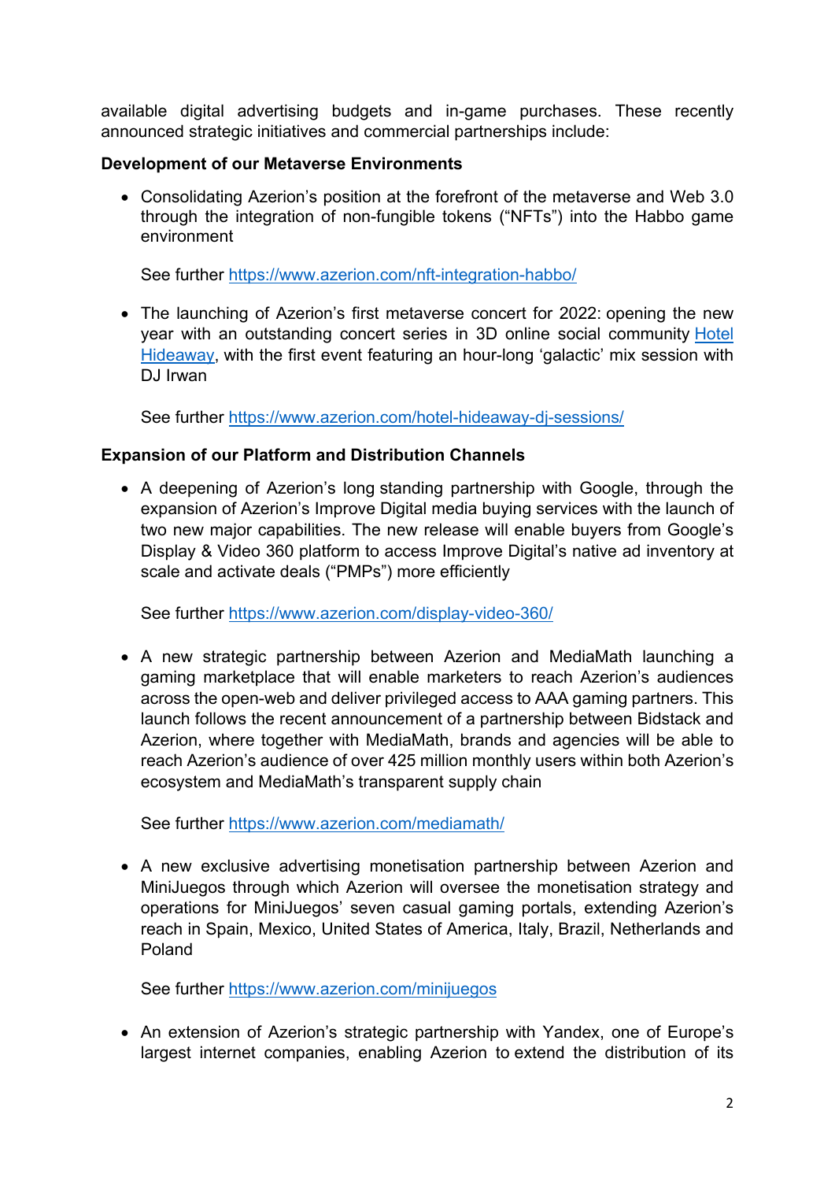available digital advertising budgets and in-game purchases. These recently announced strategic initiatives and commercial partnerships include:

**Development of our Metaverse Environments**

- Consolidating Azerion's position at the forefront of the metaverse and Web 3.0 through the integration of non-fungible tokens ("NFTs") into the Habbo game environment

  See further https://www.azerion.com/nft-integration-habbo/

- The launching of Azerion's first metaverse concert for 2022: opening the new year with an outstanding concert series in 3D online social community Hotel Hideaway, with the first event featuring an hour-long 'galactic' mix session with DJ Irwan

  See further https://www.azerion.com/hotel-hideaway-dj-sessions/

**Expansion of our Platform and Distribution Channels**

- A deepening of Azerion's long standing partnership with Google, through the expansion of Azerion's Improve Digital media buying services with the launch of two new major capabilities. The new release will enable buyers from Google's Display & Video 360 platform to access Improve Digital's native ad inventory at scale and activate deals ("PMPs") more efficiently

  See further https://www.azerion.com/display-video-360/

- A new strategic partnership between Azerion and MediaMath launching a gaming marketplace that will enable marketers to reach Azerion's audiences across the open-web and deliver privileged access to AAA gaming partners. This launch follows the recent announcement of a partnership between Bidstack and Azerion, where together with MediaMath, brands and agencies will be able to reach Azerion's audience of over 425 million monthly users within both Azerion's ecosystem and MediaMath's transparent supply chain

  See further https://www.azerion.com/mediamath/

- A new exclusive advertising monetisation partnership between Azerion and MiniJuegos through which Azerion will oversee the monetisation strategy and operations for MiniJuegos' seven casual gaming portals, extending Azerion's reach in Spain, Mexico, United States of America, Italy, Brazil, Netherlands and Poland

  See further https://www.azerion.com/minijuegos

- An extension of Azerion's strategic partnership with Yandex, one of Europe's largest internet companies, enabling Azerion to extend the distribution of its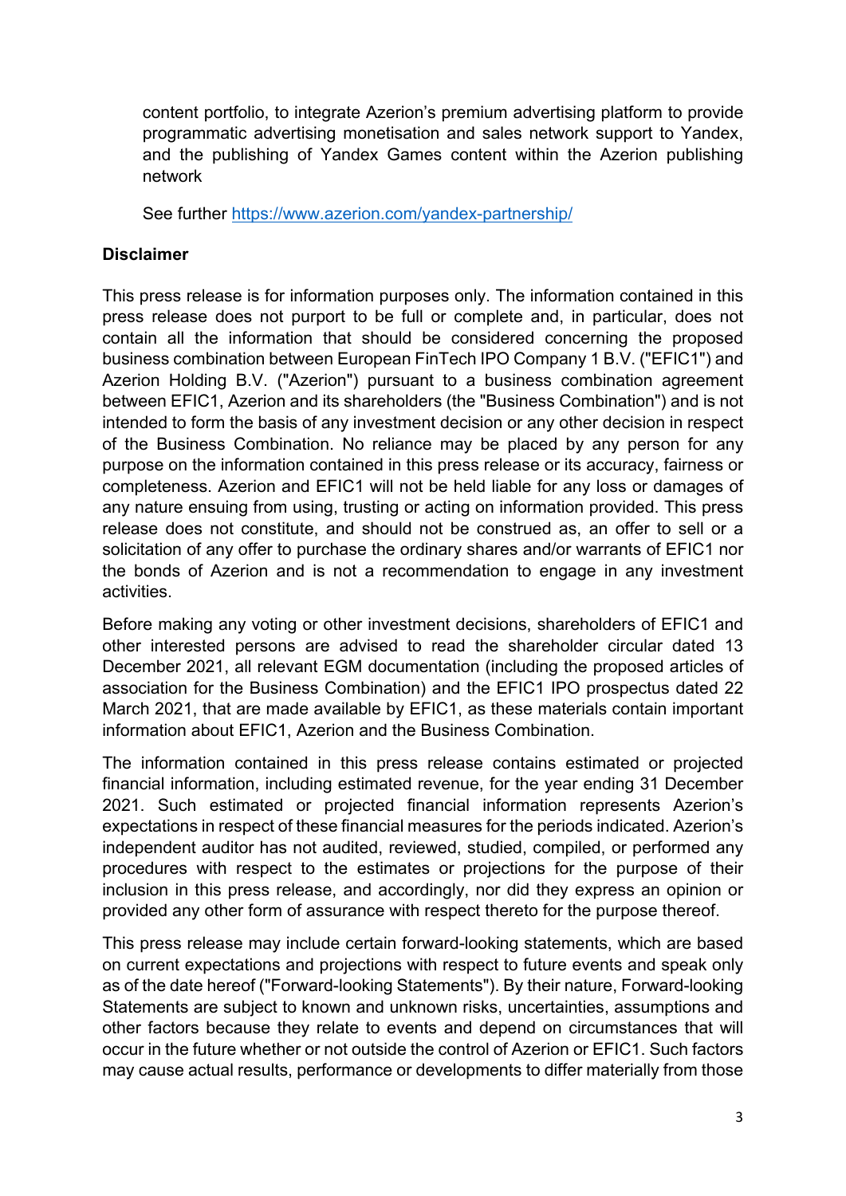content portfolio, to integrate Azerion's premium advertising platform to provide programmatic advertising monetisation and sales network support to Yandex, and the publishing of Yandex Games content within the Azerion publishing network

See further https://www.azerion.com/yandex-partnership/

**Disclaimer**

This press release is for information purposes only. The information contained in this press release does not purport to be full or complete and, in particular, does not contain all the information that should be considered concerning the proposed business combination between European FinTech IPO Company 1 B.V. ("EFIC1") and Azerion Holding B.V. ("Azerion") pursuant to a business combination agreement between EFIC1, Azerion and its shareholders (the "Business Combination") and is not intended to form the basis of any investment decision or any other decision in respect of the Business Combination. No reliance may be placed by any person for any purpose on the information contained in this press release or its accuracy, fairness or completeness. Azerion and EFIC1 will not be held liable for any loss or damages of any nature ensuing from using, trusting or acting on information provided. This press release does not constitute, and should not be construed as, an offer to sell or a solicitation of any offer to purchase the ordinary shares and/or warrants of EFIC1 nor the bonds of Azerion and is not a recommendation to engage in any investment activities.

Before making any voting or other investment decisions, shareholders of EFIC1 and other interested persons are advised to read the shareholder circular dated 13 December 2021, all relevant EGM documentation (including the proposed articles of association for the Business Combination) and the EFIC1 IPO prospectus dated 22 March 2021, that are made available by EFIC1, as these materials contain important information about EFIC1, Azerion and the Business Combination.

The information contained in this press release contains estimated or projected financial information, including estimated revenue, for the year ending 31 December 2021. Such estimated or projected financial information represents Azerion's expectations in respect of these financial measures for the periods indicated. Azerion's independent auditor has not audited, reviewed, studied, compiled, or performed any procedures with respect to the estimates or projections for the purpose of their inclusion in this press release, and accordingly, nor did they express an opinion or provided any other form of assurance with respect thereto for the purpose thereof.

This press release may include certain forward-looking statements, which are based on current expectations and projections with respect to future events and speak only as of the date hereof ("Forward-looking Statements"). By their nature, Forward-looking Statements are subject to known and unknown risks, uncertainties, assumptions and other factors because they relate to events and depend on circumstances that will occur in the future whether or not outside the control of Azerion or EFIC1. Such factors may cause actual results, performance or developments to differ materially from those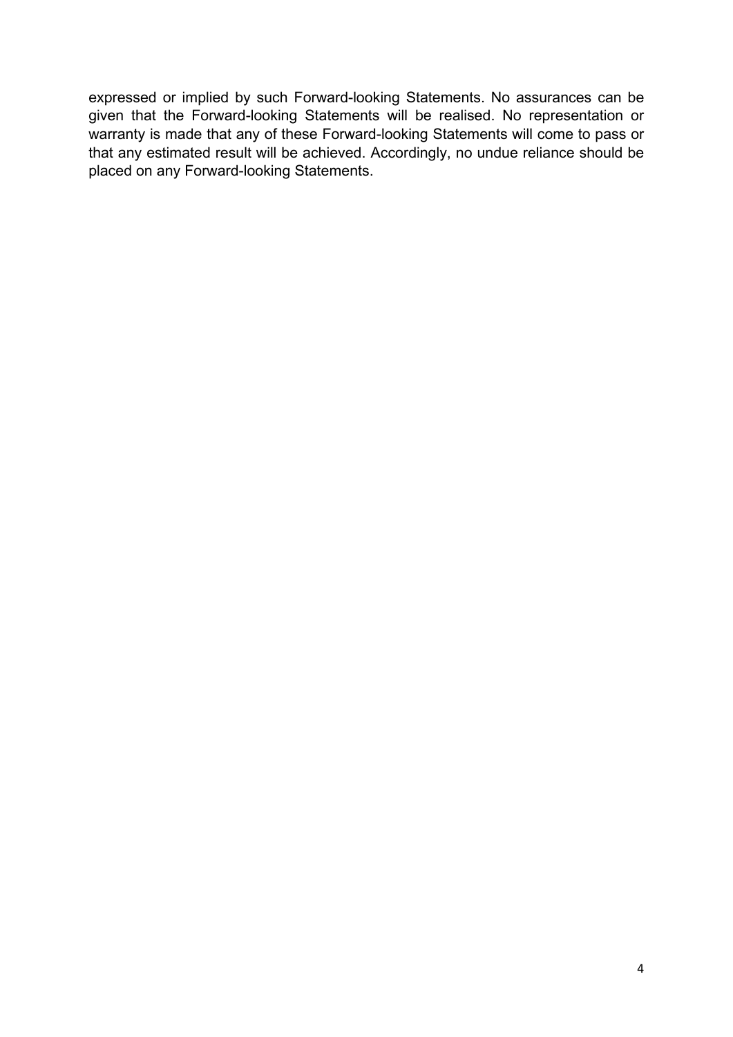expressed or implied by such Forward-looking Statements. No assurances can be given that the Forward-looking Statements will be realised. No representation or warranty is made that any of these Forward-looking Statements will come to pass or that any estimated result will be achieved. Accordingly, no undue reliance should be placed on any Forward-looking Statements.